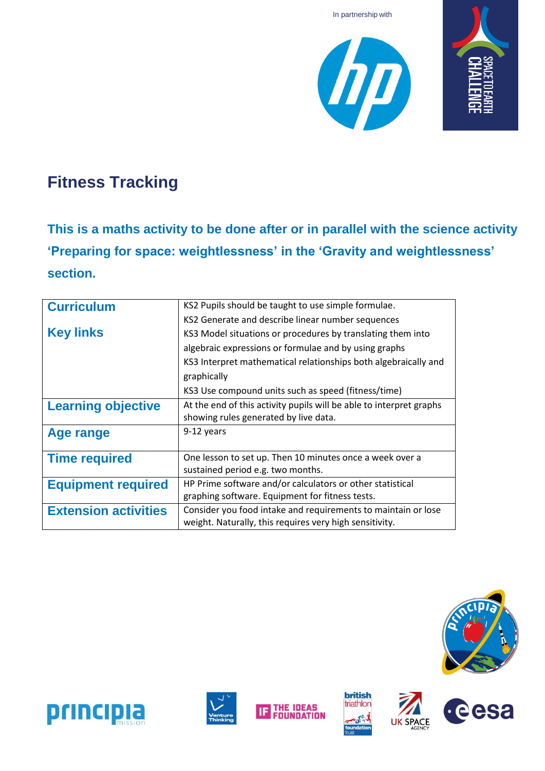In partnership with

# Fitness Tracking

**This is a maths activity to be done after or in parallel with the science activity 'Preparing for space: weightlessness' in the 'Gravity and weightlessness' section.**

| | |
|---|---|
| **Curriculum Key links** | KS2 Pupils should be taught to use simple formulae.<br>KS2 Generate and describe linear number sequences<br>KS3 Model situations or procedures by translating them into algebraic expressions or formulae and by using graphs<br>KS3 Interpret mathematical relationships both algebraically and graphically<br>KS3 Use compound units such as speed (fitness/time) |
| **Learning objective** | At the end of this activity pupils will be able to interpret graphs showing rules generated by live data. |
| **Age range** | 9-12 years |
| **Time required** | One lesson to set up. Then 10 minutes once a week over a sustained period e.g. two months. |
| **Equipment required** | HP Prime software and/or calculators or other statistical graphing software. Equipment for fitness tests. |
| **Extension activities** | Consider you food intake and requirements to maintain or lose weight. Naturally, this requires very high sensitivity. |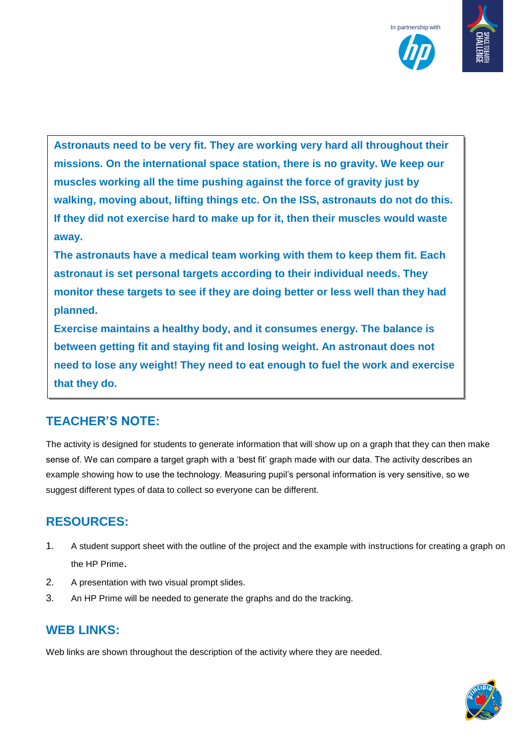**Astronauts need to be very fit. They are working very hard all throughout their missions. On the international space station, there is no gravity. We keep our muscles working all the time pushing against the force of gravity just by walking, moving about, lifting things etc. On the ISS, astronauts do not do this. If they did not exercise hard to make up for it, then their muscles would waste away.**

**The astronauts have a medical team working with them to keep them fit. Each astronaut is set personal targets according to their individual needs. They monitor these targets to see if they are doing better or less well than they had planned.**

**Exercise maintains a healthy body, and it consumes energy. The balance is between getting fit and staying fit and losing weight. An astronaut does not need to lose any weight! They need to eat enough to fuel the work and exercise that they do.**

## TEACHER'S NOTE:

The activity is designed for students to generate information that will show up on a graph that they can then make sense of. We can compare a target graph with a 'best fit' graph made with our data. The activity describes an example showing how to use the technology. Measuring pupil's personal information is very sensitive, so we suggest different types of data to collect so everyone can be different.

## RESOURCES:

1. A student support sheet with the outline of the project and the example with instructions for creating a graph on the HP Prime.
2. A presentation with two visual prompt slides.
3. An HP Prime will be needed to generate the graphs and do the tracking.

## WEB LINKS:

Web links are shown throughout the description of the activity where they are needed.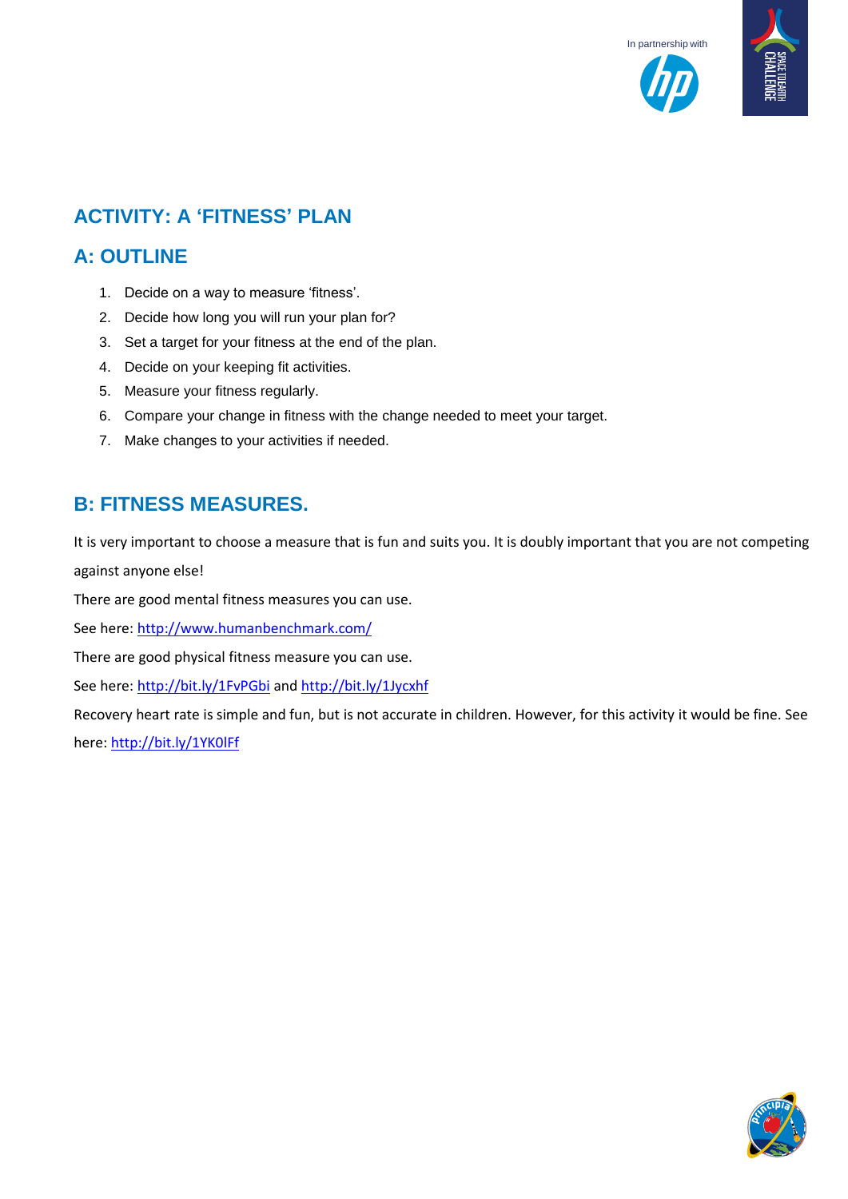## ACTIVITY: A 'FITNESS' PLAN

## A: OUTLINE

1. Decide on a way to measure 'fitness'.
2. Decide how long you will run your plan for?
3. Set a target for your fitness at the end of the plan.
4. Decide on your keeping fit activities.
5. Measure your fitness regularly.
6. Compare your change in fitness with the change needed to meet your target.
7. Make changes to your activities if needed.

## B: FITNESS MEASURES.

It is very important to choose a measure that is fun and suits you. It is doubly important that you are not competing against anyone else!

There are good mental fitness measures you can use.

See here: http://www.humanbenchmark.com/

There are good physical fitness measure you can use.

See here: http://bit.ly/1FvPGbi and http://bit.ly/1Jycxhf

Recovery heart rate is simple and fun, but is not accurate in children. However, for this activity it would be fine. See here: http://bit.ly/1YK0lFf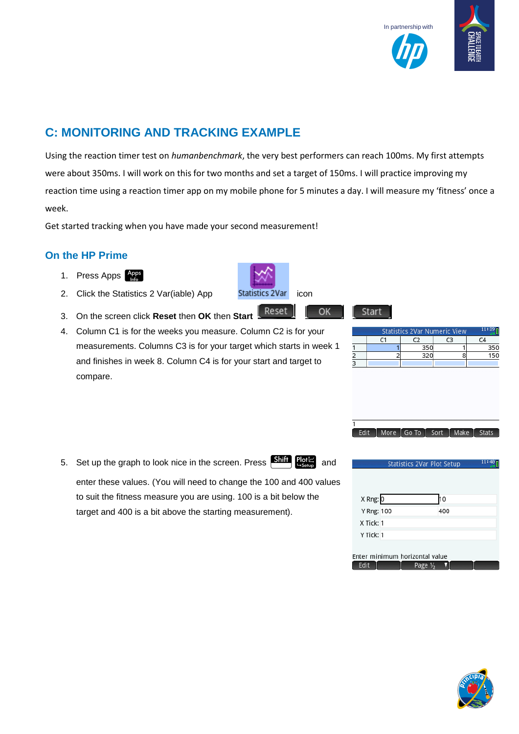## C: MONITORING AND TRACKING EXAMPLE

Using the reaction timer test on *humanbenchmark*, the very best performers can reach 100ms. My first attempts were about 350ms. I will work on this for two months and set a target of 150ms. I will practice improving my reaction time using a reaction timer app on my mobile phone for 5 minutes a day. I will measure my 'fitness' once a week.

Get started tracking when you have made your second measurement!

### On the HP Prime

1. Press Apps
2. Click the Statistics 2 Var(iable) App Statistics 2Var icon
3. On the screen click **Reset** then **OK** then **Start**
4. Column C1 is for the weeks you measure. Column C2 is for your measurements. Columns C3 is for your target which starts in week 1 and finishes in week 8. Column C4 is for your start and target to compare.

Statistics 2Var Numeric View

| | C1 | C2 | C3 | C4 |
|---|---|---|---|---|
| 1 | 1 | 350 | 1 | 350 |
| 2 | 2 | 320 | 8 | 150 |
| 3 | | | | |

5. Set up the graph to look nice in the screen. Press Shift Plot and enter these values. (You will need to change the 100 and 400 values to suit the fitness measure you are using. 100 is a bit below the target and 400 is a bit above the starting measurement).

Statistics 2Var Plot Setup

X Rng: 0 10
Y Rng: 100 400
X Tick: 1
Y Tick: 1

Enter minimum horizontal value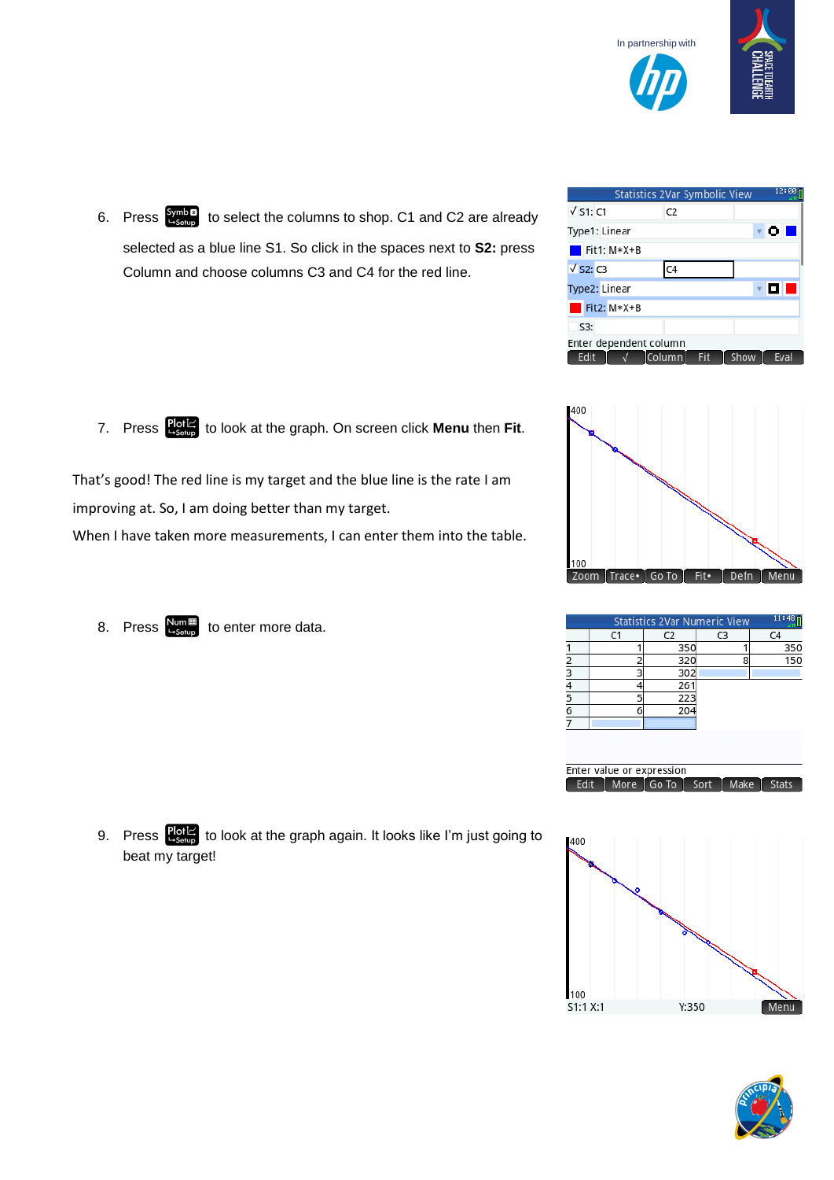6. Press **Symb** to select the columns to shop. C1 and C2 are already selected as a blue line S1. So click in the spaces next to **S2:** press Column and choose columns C3 and C4 for the red line.

7. Press **Plot** to look at the graph. On screen click **Menu** then **Fit**.

That's good! The red line is my target and the blue line is the rate I am improving at. So, I am doing better than my target.

When I have taken more measurements, I can enter them into the table.

8. Press **Num** to enter more data.

9. Press **Plot** to look at the graph again. It looks like I'm just going to beat my target!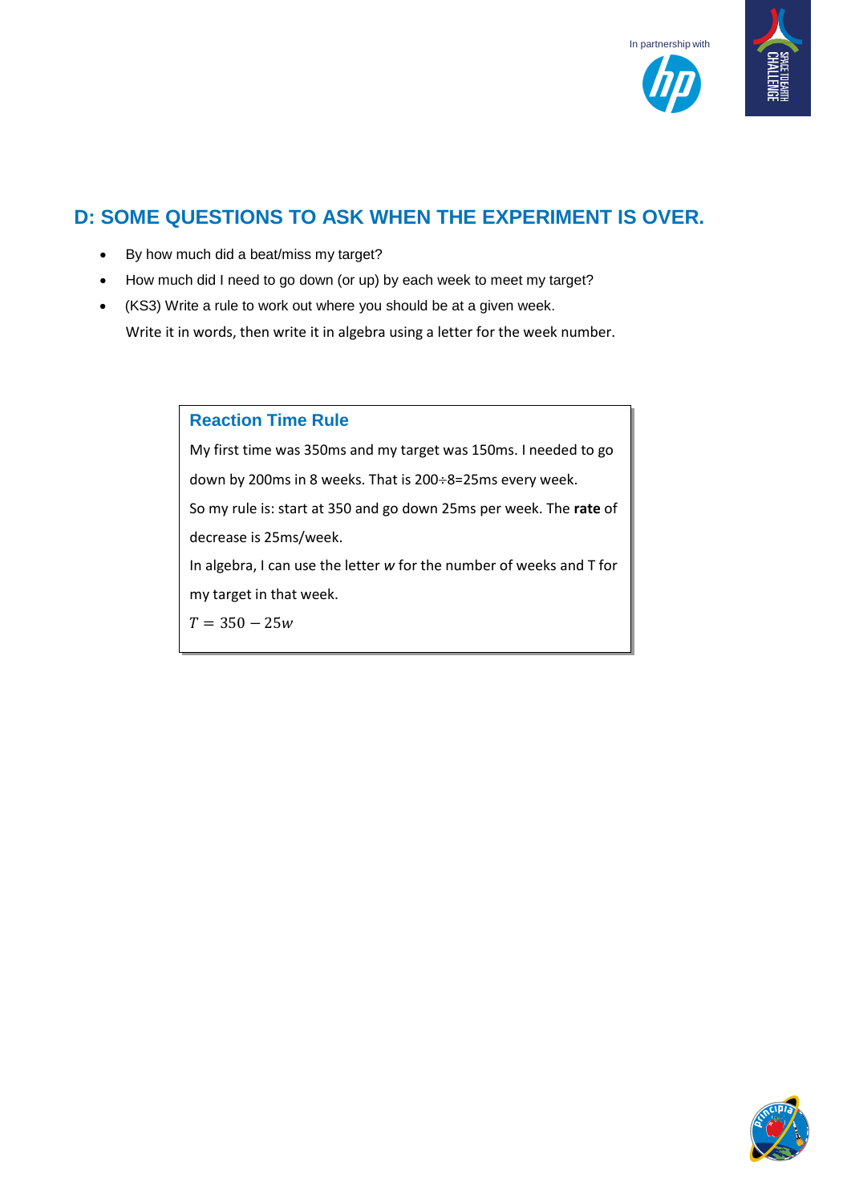## D: SOME QUESTIONS TO ASK WHEN THE EXPERIMENT IS OVER.

- By how much did a beat/miss my target?
- How much did I need to go down (or up) by each week to meet my target?
- (KS3) Write a rule to work out where you should be at a given week.
  Write it in words, then write it in algebra using a letter for the week number.

### Reaction Time Rule

My first time was 350ms and my target was 150ms. I needed to go down by 200ms in 8 weeks. That is 200÷8=25ms every week.

So my rule is: start at 350 and go down 25ms per week. The **rate** of decrease is 25ms/week.

In algebra, I can use the letter *w* for the number of weeks and T for my target in that week.

$T = 350 - 25w$